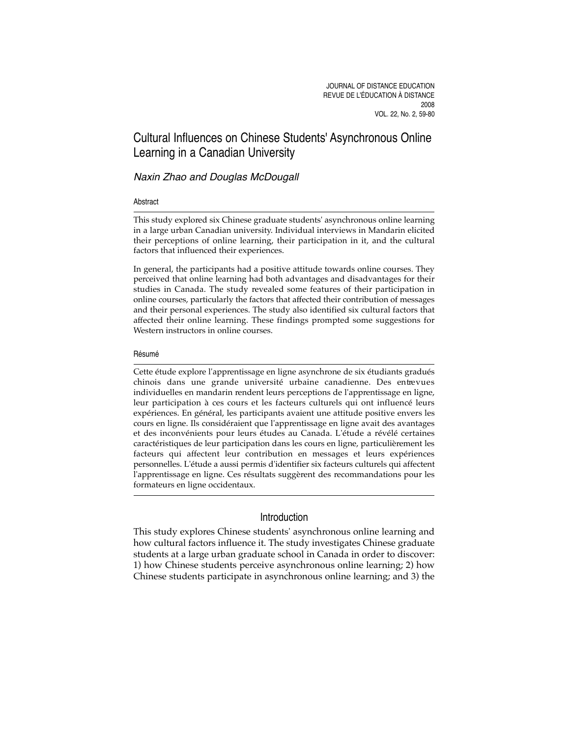# Cultural Influences on Chinese Students' Asynchronous Online Learning in a Canadian University

*Naxin Zhao and Douglas McDougall*

### Abstract

This study explored six Chinese graduate students' asynchronous online learning in a large urban Canadian university. Individual interviews in Mandarin elicited their perceptions of online learning, their participation in it, and the cultural factors that influenced their experiences.

In general, the participants had a positive attitude towards online courses. They perceived that online learning had both advantages and disadvantages for their studies in Canada. The study revealed some features of their participation in online courses, particularly the factors that affected their contribution of messages and their personal experiences. The study also identified six cultural factors that affected their online learning. These findings prompted some suggestions for Western instructors in online courses.

### Résumé

Cette étude explore l'apprentissage en ligne asynchrone de six étudiants gradués chinois dans une grande université urbaine canadienne. Des entrevues individuelles en mandarin rendent leurs perceptions de l'apprentissage en ligne, leur participation à ces cours et les facteurs culturels qui ont influencé leurs expériences. En général, les participants avaient une attitude positive envers les cours en ligne. Ils considéraient que l'apprentissage en ligne avait des avantages et des inconvénients pour leurs études au Canada. L'étude a révélé certaines caractéristiques de leur participation dans les cours en ligne, particulièrement les facteurs qui affectent leur contribution en messages et leurs expériences personnelles. L'étude a aussi permis d'identifier six facteurs culturels qui affectent l'apprentissage en ligne. Ces résultats suggèrent des recommandations pour les formateurs en ligne occidentaux.

## Introduction

This study explores Chinese students' asynchronous online learning and how cultural factors influence it. The study investigates Chinese graduate students at a large urban graduate school in Canada in order to discover: 1) how Chinese students perceive asynchronous online learning; 2) how Chinese students participate in asynchronous online learning; and 3) the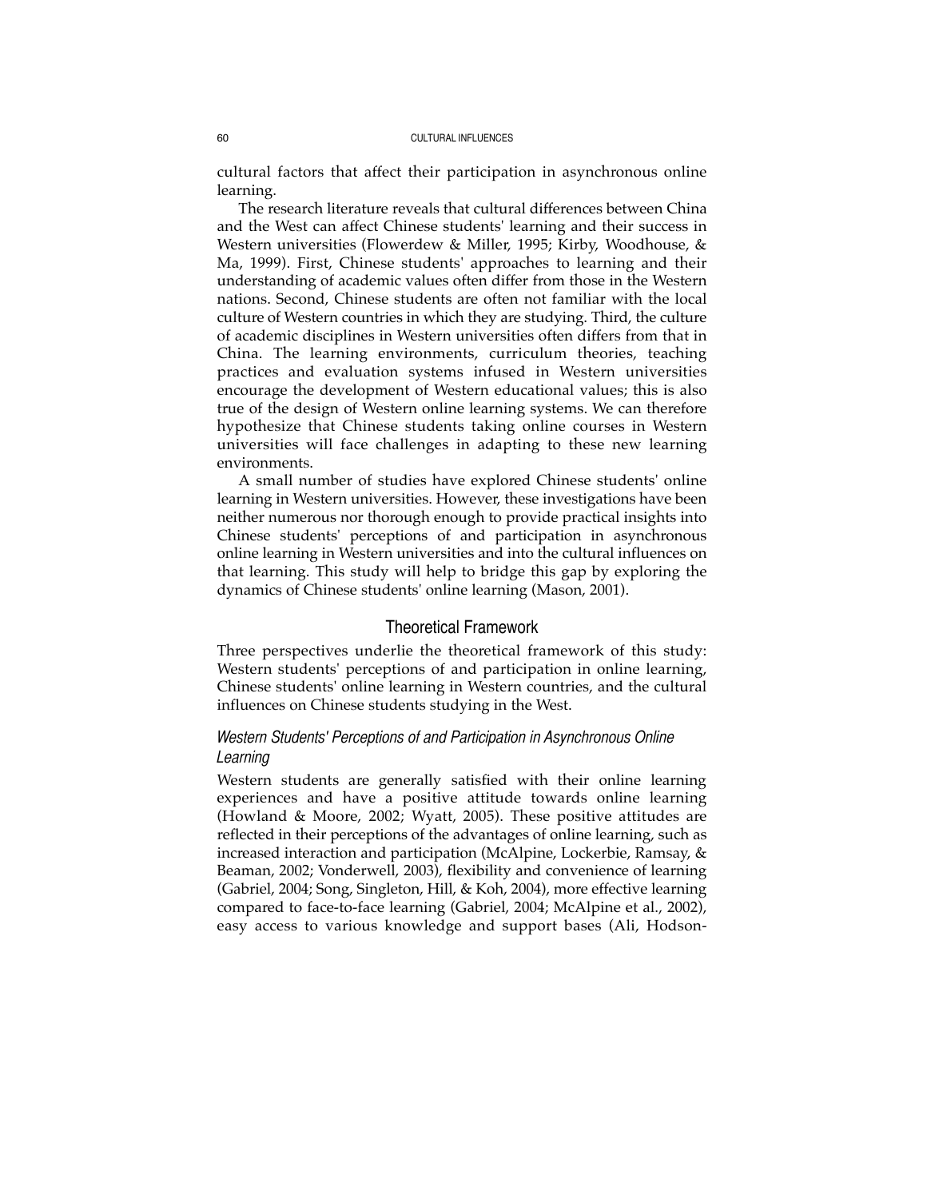cultural factors that affect their participation in asynchronous online learning.

The research literature reveals that cultural differences between China and the West can affect Chinese students' learning and their success in Western universities (Flowerdew & Miller, 1995; Kirby, Woodhouse, & Ma, 1999). First, Chinese students' approaches to learning and their understanding of academic values often differ from those in the Western nations. Second, Chinese students are often not familiar with the local culture of Western countries in which they are studying. Third, the culture of academic disciplines in Western universities often differs from that in China. The learning environments, curriculum theories, teaching practices and evaluation systems infused in Western universities encourage the development of Western educational values; this is also true of the design of Western online learning systems. We can therefore hypothesize that Chinese students taking online courses in Western universities will face challenges in adapting to these new learning environments.

A small number of studies have explored Chinese students' online learning in Western universities. However, these investigations have been neither numerous nor thorough enough to provide practical insights into Chinese students' perceptions of and participation in asynchronous online learning in Western universities and into the cultural influences on that learning. This study will help to bridge this gap by exploring the dynamics of Chinese students' online learning (Mason, 2001).

## Theoretical Framework

Three perspectives underlie the theoretical framework of this study: Western students' perceptions of and participation in online learning, Chinese students' online learning in Western countries, and the cultural influences on Chinese students studying in the West.

### *Western Students' Perceptions of and Participation in Asynchronous Online Learning*

Western students are generally satisfied with their online learning experiences and have a positive attitude towards online learning (Howland & Moore, 2002; Wyatt, 2005). These positive attitudes are reflected in their perceptions of the advantages of online learning, such as increased interaction and participation (McAlpine, Lockerbie, Ramsay, & Beaman, 2002; Vonderwell, 2003), flexibility and convenience of learning (Gabriel, 2004; Song, Singleton, Hill, & Koh, 2004), more effective learning compared to face-to-face learning (Gabriel, 2004; McAlpine et al., 2002), easy access to various knowledge and support bases (Ali, Hodson-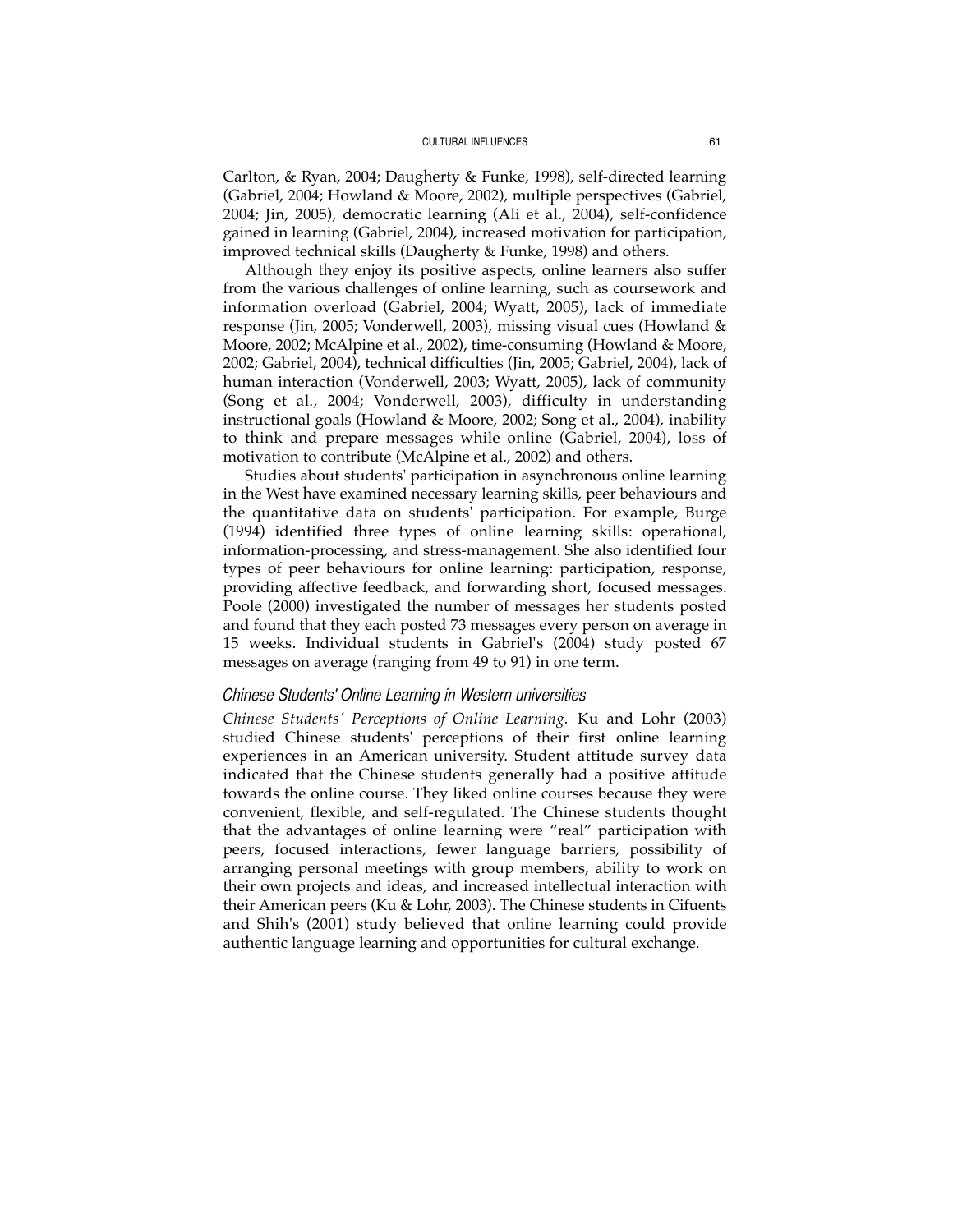Carlton, & Ryan, 2004; Daugherty & Funke, 1998), self-directed learning (Gabriel, 2004; Howland & Moore, 2002), multiple perspectives (Gabriel, 2004; Jin, 2005), democratic learning (Ali et al., 2004), self-confidence gained in learning (Gabriel, 2004), increased motivation for participation, improved technical skills (Daugherty & Funke, 1998) and others.

Although they enjoy its positive aspects, online learners also suffer from the various challenges of online learning, such as coursework and information overload (Gabriel, 2004; Wyatt, 2005), lack of immediate response (Jin, 2005; Vonderwell, 2003), missing visual cues (Howland & Moore, 2002; McAlpine et al., 2002), time-consuming (Howland & Moore, 2002; Gabriel, 2004), technical difficulties (Jin, 2005; Gabriel, 2004), lack of human interaction (Vonderwell, 2003; Wyatt, 2005), lack of community (Song et al., 2004; Vonderwell, 2003), difficulty in understanding instructional goals (Howland & Moore, 2002; Song et al., 2004), inability to think and prepare messages while online (Gabriel, 2004), loss of motivation to contribute (McAlpine et al., 2002) and others.

Studies about students' participation in asynchronous online learning in the West have examined necessary learning skills, peer behaviours and the quantitative data on students' participation. For example, Burge (1994) identified three types of online learning skills: operational, information-processing, and stress-management. She also identified four types of peer behaviours for online learning: participation, response, providing affective feedback, and forwarding short, focused messages. Poole (2000) investigated the number of messages her students posted and found that they each posted 73 messages every person on average in 15 weeks. Individual students in Gabriel's (2004) study posted 67 messages on average (ranging from 49 to 91) in one term.

### *Chinese Students' Online Learning in Western universities*

*Chinese Students' Perceptions of Online Learning.* Ku and Lohr (2003) studied Chinese students' perceptions of their first online learning experiences in an American university. Student attitude survey data indicated that the Chinese students generally had a positive attitude towards the online course. They liked online courses because they were convenient, flexible, and self-regulated. The Chinese students thought that the advantages of online learning were "real" participation with peers, focused interactions, fewer language barriers, possibility of arranging personal meetings with group members, ability to work on their own projects and ideas, and increased intellectual interaction with their American peers (Ku & Lohr, 2003). The Chinese students in Cifuents and Shih's (2001) study believed that online learning could provide authentic language learning and opportunities for cultural exchange.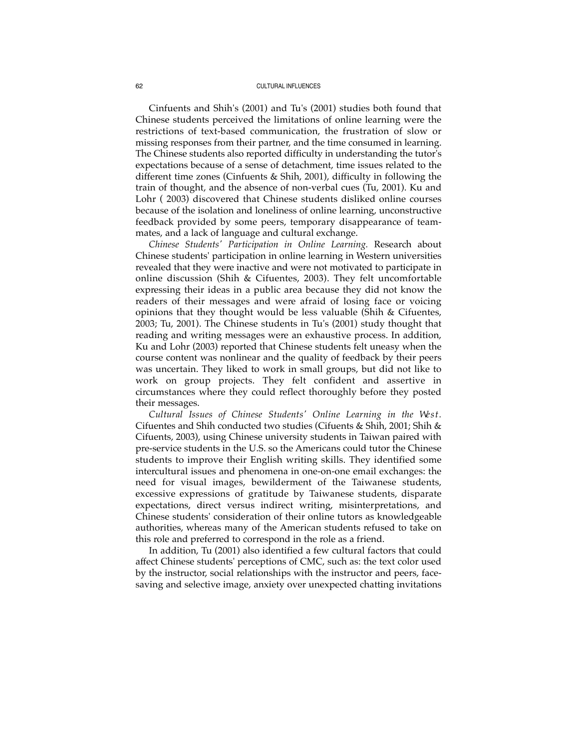Cinfuents and Shih's (2001) and Tu's (2001) studies both found that Chinese students perceived the limitations of online learning were the restrictions of text-based communication, the frustration of slow or missing responses from their partner, and the time consumed in learning. The Chinese students also reported difficulty in understanding the tutor's expectations because of a sense of detachment, time issues related to the different time zones (Cinfuents & Shih, 2001), difficulty in following the train of thought, and the absence of non-verbal cues (Tu, 2001). Ku and Lohr ( 2003) discovered that Chinese students disliked online courses because of the isolation and loneliness of online learning, unconstructive feedback provided by some peers, temporary disappearance of teammates, and a lack of language and cultural exchange.

*Chinese Students' Participation in Online Learning.* Research about Chinese students' participation in online learning in Western universities revealed that they were inactive and were not motivated to participate in online discussion (Shih & Cifuentes, 2003). They felt uncomfortable expressing their ideas in a public area because they did not know the readers of their messages and were afraid of losing face or voicing opinions that they thought would be less valuable (Shih & Cifuentes, 2003; Tu, 2001). The Chinese students in Tu's (2001) study thought that reading and writing messages were an exhaustive process. In addition, Ku and Lohr (2003) reported that Chinese students felt uneasy when the course content was nonlinear and the quality of feedback by their peers was uncertain. They liked to work in small groups, but did not like to work on group projects. They felt confident and assertive in circumstances where they could reflect thoroughly before they posted their messages.

*Cultural Issues of Chinese Students' Online Learning in the West.* Cifuentes and Shih conducted two studies (Cifuents & Shih, 2001; Shih & Cifuents, 2003), using Chinese university students in Taiwan paired with pre-service students in the U.S. so the Americans could tutor the Chinese students to improve their English writing skills. They identified some intercultural issues and phenomena in one-on-one email exchanges: the need for visual images, bewilderment of the Taiwanese students, excessive expressions of gratitude by Taiwanese students, disparate expectations, direct versus indirect writing, misinterpretations, and Chinese students' consideration of their online tutors as knowledgeable authorities, whereas many of the American students refused to take on this role and preferred to correspond in the role as a friend.

In addition, Tu (2001) also identified a few cultural factors that could affect Chinese students' perceptions of CMC, such as: the text color used by the instructor, social relationships with the instructor and peers, face-saving and selective image, anxiety over unexpected chatting invitations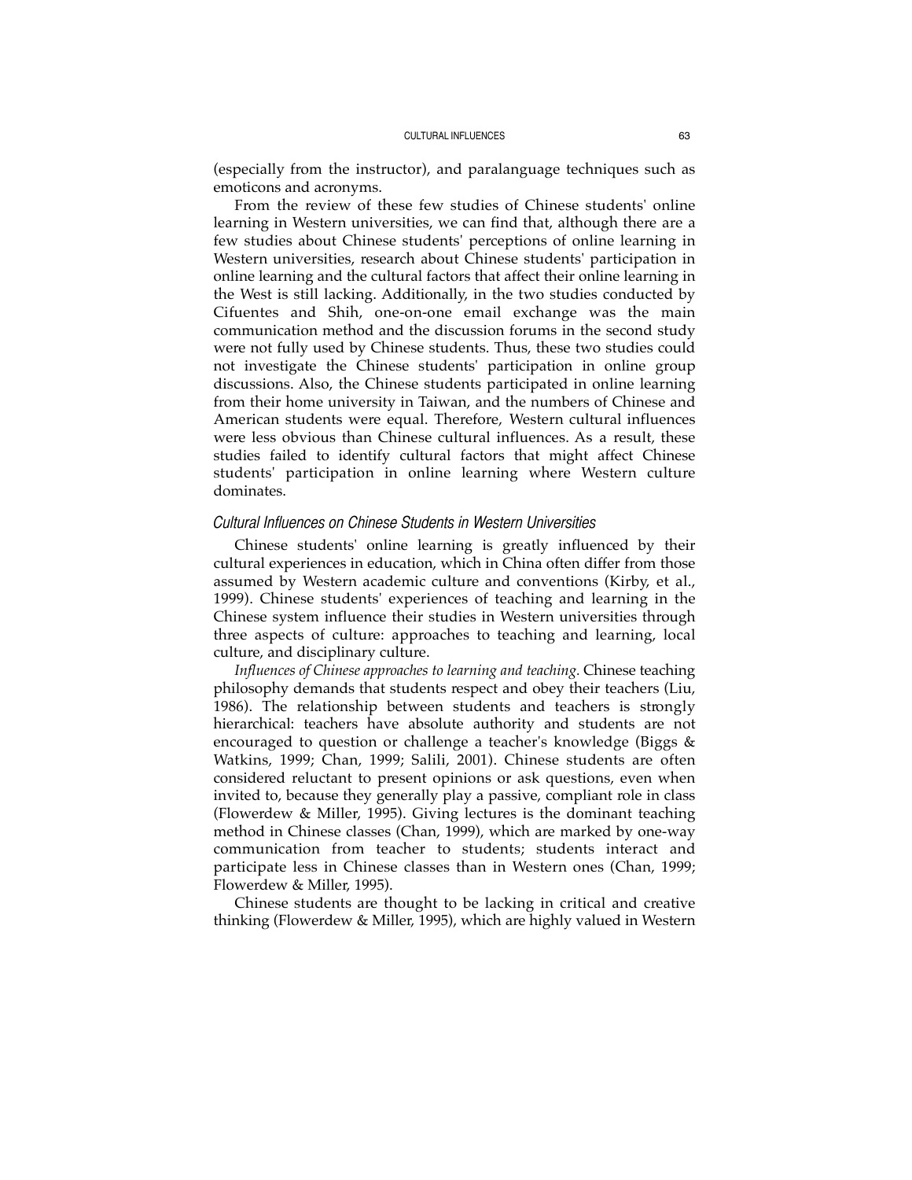(especially from the instructor), and paralanguage techniques such as emoticons and acronyms.

From the review of these few studies of Chinese students' online learning in Western universities, we can find that, although there are a few studies about Chinese students' perceptions of online learning in Western universities, research about Chinese students' participation in online learning and the cultural factors that affect their online learning in the West is still lacking. Additionally, in the two studies conducted by Cifuentes and Shih, one-on-one email exchange was the main communication method and the discussion forums in the second study were not fully used by Chinese students. Thus, these two studies could not investigate the Chinese students' participation in online group discussions. Also, the Chinese students participated in online learning from their home university in Taiwan, and the numbers of Chinese and American students were equal. Therefore, Western cultural influences were less obvious than Chinese cultural influences. As a result, these studies failed to identify cultural factors that might affect Chinese students' participation in online learning where Western culture dominates.

### *Cultural Influences on Chinese Students in Western Universities*

Chinese students' online learning is greatly influenced by their cultural experiences in education, which in China often differ from those assumed by Western academic culture and conventions (Kirby, et al., 1999). Chinese students' experiences of teaching and learning in the Chinese system influence their studies in Western universities through three aspects of culture: approaches to teaching and learning, local culture, and disciplinary culture.

*Influences of Chinese approaches to learning and teaching.* Chinese teaching philosophy demands that students respect and obey their teachers (Liu, 1986). The relationship between students and teachers is strongly hierarchical: teachers have absolute authority and students are not encouraged to question or challenge a teacher's knowledge (Biggs & Watkins, 1999; Chan, 1999; Salili, 2001). Chinese students are often considered reluctant to present opinions or ask questions, even when invited to, because they generally play a passive, compliant role in class (Flowerdew & Miller, 1995). Giving lectures is the dominant teaching method in Chinese classes (Chan, 1999), which are marked by one-way communication from teacher to students; students interact and participate less in Chinese classes than in Western ones (Chan, 1999; Flowerdew & Miller, 1995).

Chinese students are thought to be lacking in critical and creative thinking (Flowerdew & Miller, 1995), which are highly valued in Western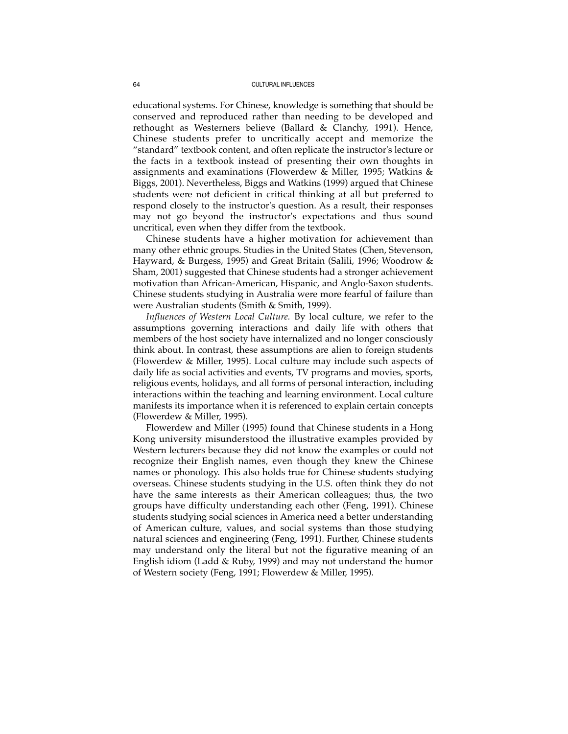educational systems. For Chinese, knowledge is something that should be conserved and reproduced rather than needing to be developed and rethought as Westerners believe (Ballard & Clanchy, 1991). Hence, Chinese students prefer to uncritically accept and memorize the "standard" textbook content, and often replicate the instructor's lecture or the facts in a textbook instead of presenting their own thoughts in assignments and examinations (Flowerdew & Miller, 1995; Watkins & Biggs, 2001). Nevertheless, Biggs and Watkins (1999) argued that Chinese students were not deficient in critical thinking at all but preferred to respond closely to the instructor's question. As a result, their responses may not go beyond the instructor's expectations and thus sound uncritical, even when they differ from the textbook.

Chinese students have a higher motivation for achievement than many other ethnic groups. Studies in the United States (Chen, Stevenson, Hayward, & Burgess, 1995) and Great Britain (Salili, 1996; Woodrow & Sham, 2001) suggested that Chinese students had a stronger achievement motivation than African-American, Hispanic, and Anglo-Saxon students. Chinese students studying in Australia were more fearful of failure than were Australian students (Smith & Smith, 1999).

*Influences of Western Local Culture.* By local culture, we refer to the assumptions governing interactions and daily life with others that members of the host society have internalized and no longer consciously think about. In contrast, these assumptions are alien to foreign students (Flowerdew & Miller, 1995). Local culture may include such aspects of daily life as social activities and events, TV programs and movies, sports, religious events, holidays, and all forms of personal interaction, including interactions within the teaching and learning environment. Local culture manifests its importance when it is referenced to explain certain concepts (Flowerdew & Miller, 1995).

Flowerdew and Miller (1995) found that Chinese students in a Hong Kong university misunderstood the illustrative examples provided by Western lecturers because they did not know the examples or could not recognize their English names, even though they knew the Chinese names or phonology. This also holds true for Chinese students studying overseas. Chinese students studying in the U.S. often think they do not have the same interests as their American colleagues; thus, the two groups have difficulty understanding each other (Feng, 1991). Chinese students studying social sciences in America need a better understanding of American culture, values, and social systems than those studying natural sciences and engineering (Feng, 1991). Further, Chinese students may understand only the literal but not the figurative meaning of an English idiom (Ladd & Ruby, 1999) and may not understand the humor of Western society (Feng, 1991; Flowerdew & Miller, 1995).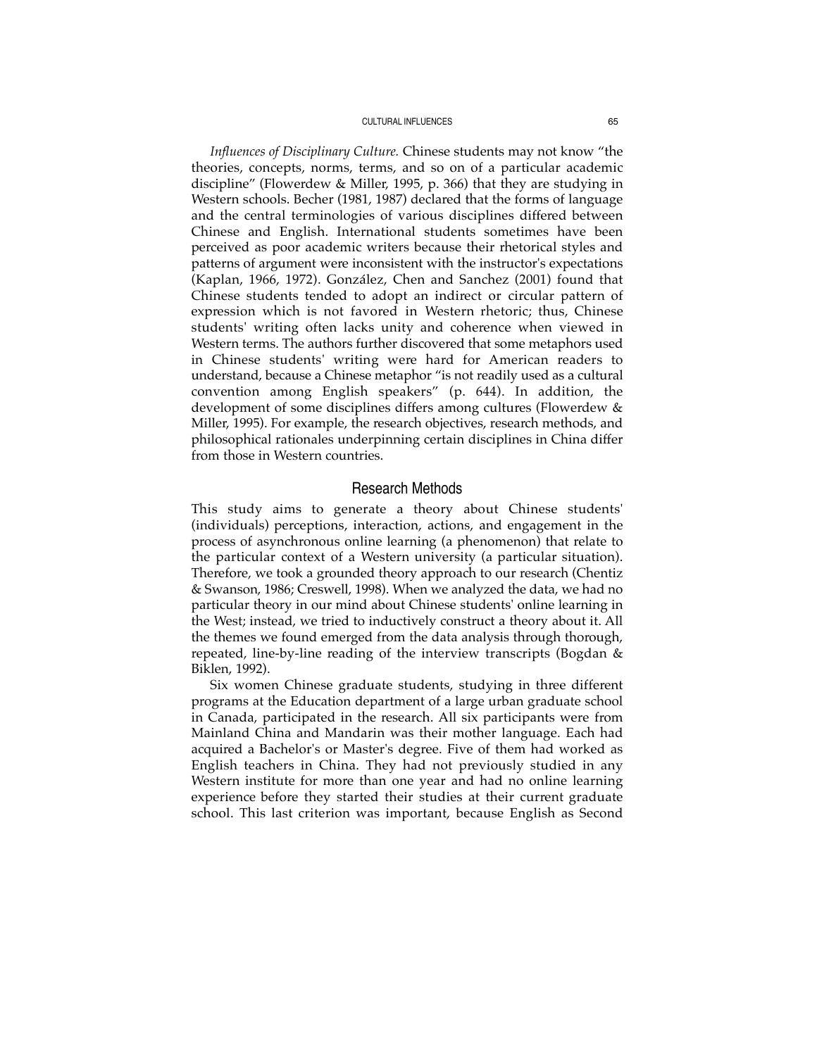*Influences of Disciplinary Culture.* Chinese students may not know "the theories, concepts, norms, terms, and so on of a particular academic discipline" (Flowerdew & Miller, 1995, p. 366) that they are studying in Western schools. Becher (1981, 1987) declared that the forms of language and the central terminologies of various disciplines differed between Chinese and English. International students sometimes have been perceived as poor academic writers because their rhetorical styles and patterns of argument were inconsistent with the instructor's expectations (Kaplan, 1966, 1972). González, Chen and Sanchez (2001) found that Chinese students tended to adopt an indirect or circular pattern of expression which is not favored in Western rhetoric; thus, Chinese students' writing often lacks unity and coherence when viewed in Western terms. The authors further discovered that some metaphors used in Chinese students' writing were hard for American readers to understand, because a Chinese metaphor "is not readily used as a cultural convention among English speakers" (p. 644). In addition, the development of some disciplines differs among cultures (Flowerdew & Miller, 1995). For example, the research objectives, research methods, and philosophical rationales underpinning certain disciplines in China differ from those in Western countries.

## Research Methods

This study aims to generate a theory about Chinese students' (individuals) perceptions, interaction, actions, and engagement in the process of asynchronous online learning (a phenomenon) that relate to the particular context of a Western university (a particular situation). Therefore, we took a grounded theory approach to our research (Chentiz & Swanson, 1986; Creswell, 1998). When we analyzed the data, we had no particular theory in our mind about Chinese students' online learning in the West; instead, we tried to inductively construct a theory about it. All the themes we found emerged from the data analysis through thorough, repeated, line-by-line reading of the interview transcripts (Bogdan & Biklen, 1992).

Six women Chinese graduate students, studying in three different programs at the Education department of a large urban graduate school in Canada, participated in the research. All six participants were from Mainland China and Mandarin was their mother language. Each had acquired a Bachelor's or Master's degree. Five of them had worked as English teachers in China. They had not previously studied in any Western institute for more than one year and had no online learning experience before they started their studies at their current graduate school. This last criterion was important, because English as Second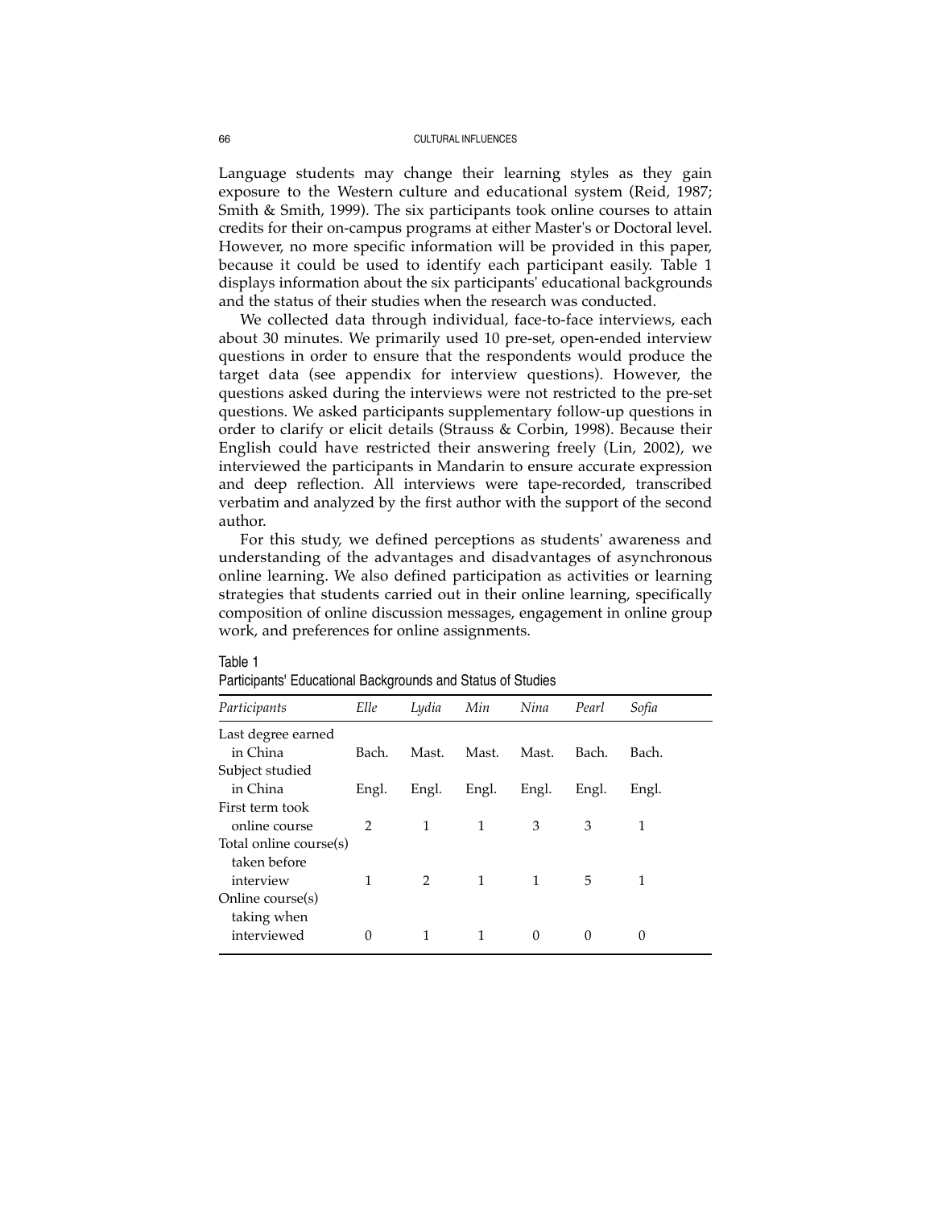Language students may change their learning styles as they gain exposure to the Western culture and educational system (Reid, 1987; Smith & Smith, 1999). The six participants took online courses to attain credits for their on-campus programs at either Master's or Doctoral level. However, no more specific information will be provided in this paper, because it could be used to identify each participant easily. Table 1 displays information about the six participants' educational backgrounds and the status of their studies when the research was conducted.

We collected data through individual, face-to-face interviews, each about 30 minutes. We primarily used 10 pre-set, open-ended interview questions in order to ensure that the respondents would produce the target data (see appendix for interview questions). However, the questions asked during the interviews were not restricted to the pre-set questions. We asked participants supplementary follow-up questions in order to clarify or elicit details (Strauss & Corbin, 1998). Because their English could have restricted their answering freely (Lin, 2002), we interviewed the participants in Mandarin to ensure accurate expression and deep reflection. All interviews were tape-recorded, transcribed verbatim and analyzed by the first author with the support of the second author.

For this study, we defined perceptions as students' awareness and understanding of the advantages and disadvantages of asynchronous online learning. We also defined participation as activities or learning strategies that students carried out in their online learning, specifically composition of online discussion messages, engagement in online group work, and preferences for online assignments.

Table 1
Participants' Educational Backgrounds and Status of Studies

| *Participants* | *Elle* | *Lydia* | *Min* | *Nina* | *Pearl* | *Sofia* |
|---|---|---|---|---|---|---|
| Last degree earned in China | Bach. | Mast. | Mast. | Mast. | Bach. | Bach. |
| Subject studied in China | Engl. | Engl. | Engl. | Engl. | Engl. | Engl. |
| First term took online course | 2 | 1 | 1 | 3 | 3 | 1 |
| Total online course(s) taken before interview | 1 | 2 | 1 | 1 | 5 | 1 |
| Online course(s) taking when interviewed | 0 | 1 | 1 | 0 | 0 | 0 |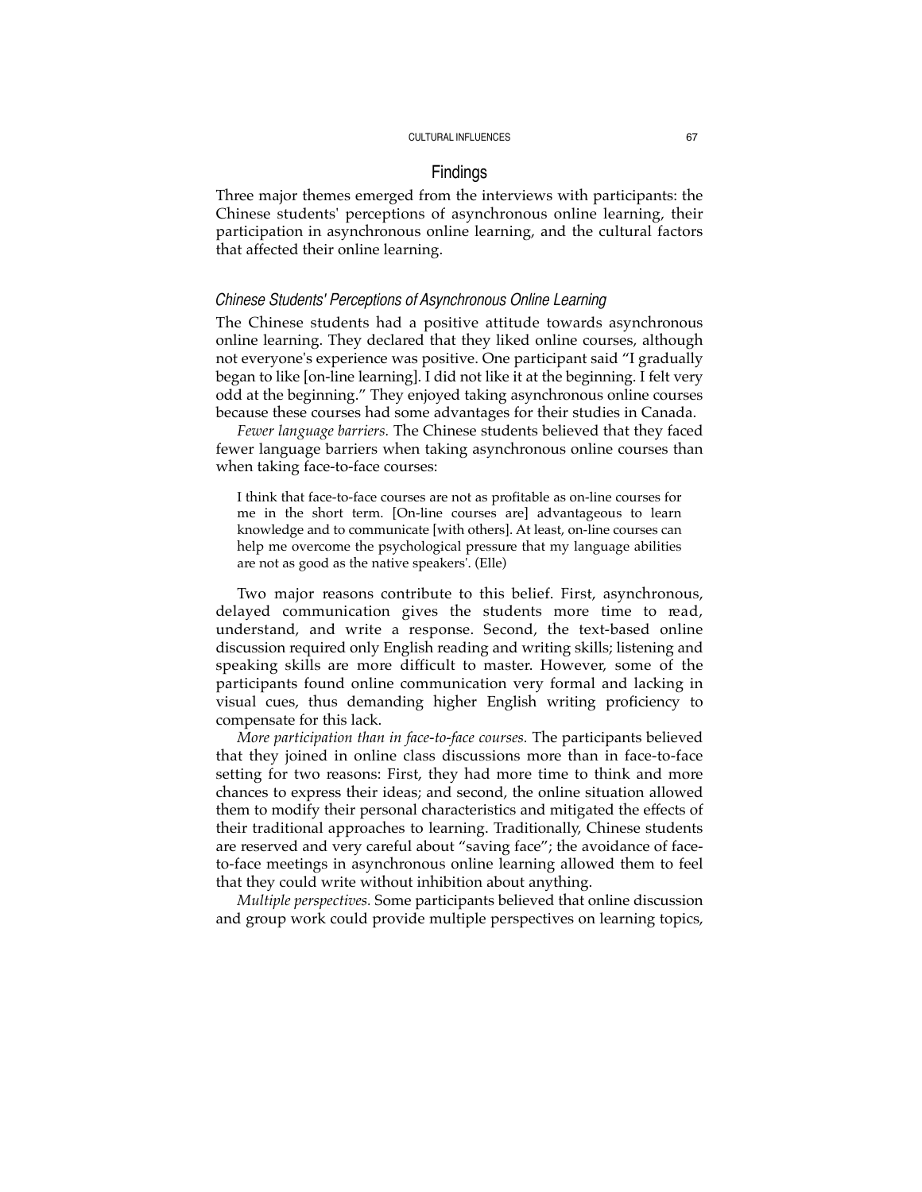## Findings

Three major themes emerged from the interviews with participants: the Chinese students' perceptions of asynchronous online learning, their participation in asynchronous online learning, and the cultural factors that affected their online learning.

### *Chinese Students' Perceptions of Asynchronous Online Learning*

The Chinese students had a positive attitude towards asynchronous online learning. They declared that they liked online courses, although not everyone's experience was positive. One participant said "I gradually began to like [on-line learning]. I did not like it at the beginning. I felt very odd at the beginning." They enjoyed taking asynchronous online courses because these courses had some advantages for their studies in Canada.

*Fewer language barriers.* The Chinese students believed that they faced fewer language barriers when taking asynchronous online courses than when taking face-to-face courses:

> I think that face-to-face courses are not as profitable as on-line courses for me in the short term. [On-line courses are] advantageous to learn knowledge and to communicate [with others]. At least, on-line courses can help me overcome the psychological pressure that my language abilities are not as good as the native speakers'. (Elle)

Two major reasons contribute to this belief. First, asynchronous, delayed communication gives the students more time to read, understand, and write a response. Second, the text-based online discussion required only English reading and writing skills; listening and speaking skills are more difficult to master. However, some of the participants found online communication very formal and lacking in visual cues, thus demanding higher English writing proficiency to compensate for this lack.

*More participation than in face-to-face courses.* The participants believed that they joined in online class discussions more than in face-to-face setting for two reasons: First, they had more time to think and more chances to express their ideas; and second, the online situation allowed them to modify their personal characteristics and mitigated the effects of their traditional approaches to learning. Traditionally, Chinese students are reserved and very careful about "saving face"; the avoidance of face-to-face meetings in asynchronous online learning allowed them to feel that they could write without inhibition about anything.

*Multiple perspectives.* Some participants believed that online discussion and group work could provide multiple perspectives on learning topics,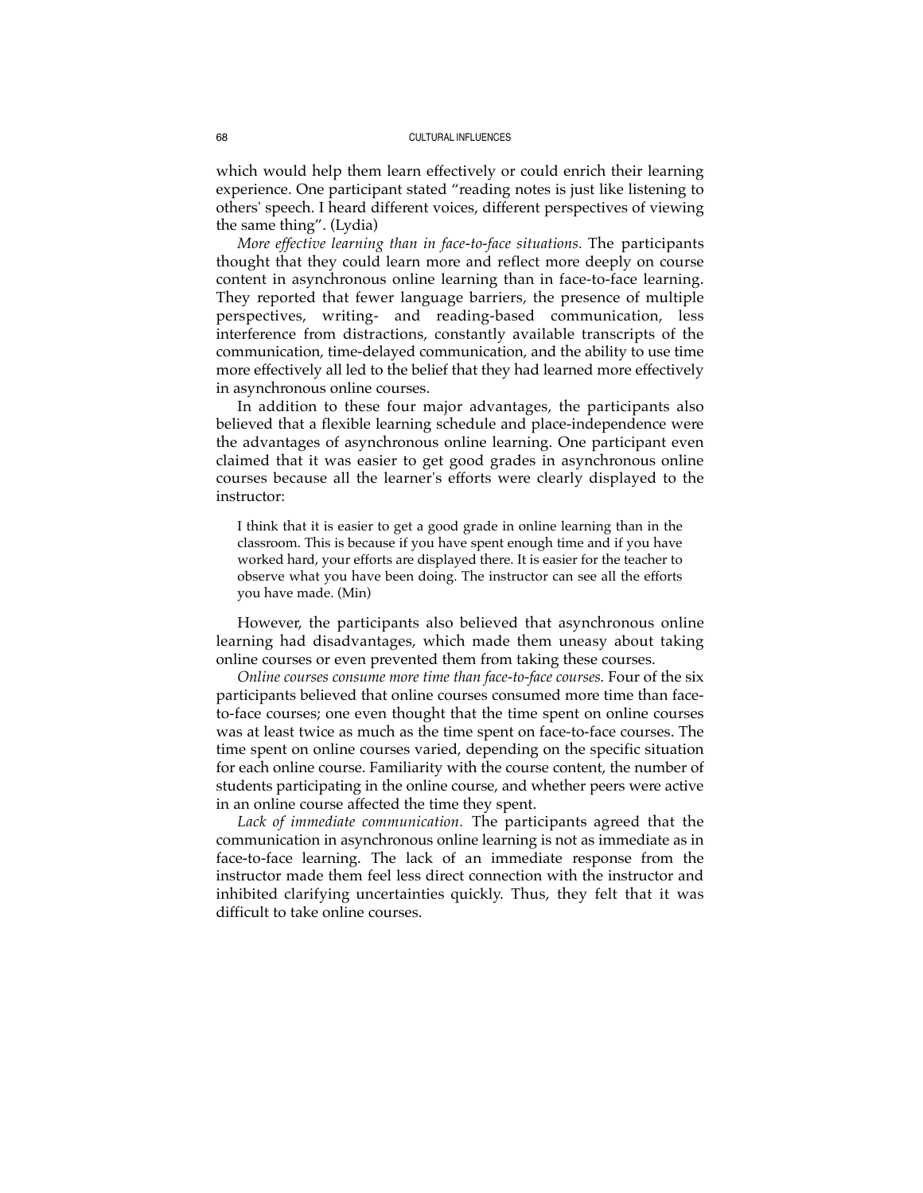which would help them learn effectively or could enrich their learning experience. One participant stated "reading notes is just like listening to others' speech. I heard different voices, different perspectives of viewing the same thing". (Lydia)

*More effective learning than in face-to-face situations.* The participants thought that they could learn more and reflect more deeply on course content in asynchronous online learning than in face-to-face learning. They reported that fewer language barriers, the presence of multiple perspectives, writing- and reading-based communication, less interference from distractions, constantly available transcripts of the communication, time-delayed communication, and the ability to use time more effectively all led to the belief that they had learned more effectively in asynchronous online courses.

In addition to these four major advantages, the participants also believed that a flexible learning schedule and place-independence were the advantages of asynchronous online learning. One participant even claimed that it was easier to get good grades in asynchronous online courses because all the learner's efforts were clearly displayed to the instructor:

> I think that it is easier to get a good grade in online learning than in the classroom. This is because if you have spent enough time and if you have worked hard, your efforts are displayed there. It is easier for the teacher to observe what you have been doing. The instructor can see all the efforts you have made. (Min)

However, the participants also believed that asynchronous online learning had disadvantages, which made them uneasy about taking online courses or even prevented them from taking these courses.

*Online courses consume more time than face-to-face courses.* Four of the six participants believed that online courses consumed more time than face-to-face courses; one even thought that the time spent on online courses was at least twice as much as the time spent on face-to-face courses. The time spent on online courses varied, depending on the specific situation for each online course. Familiarity with the course content, the number of students participating in the online course, and whether peers were active in an online course affected the time they spent.

*Lack of immediate communication.* The participants agreed that the communication in asynchronous online learning is not as immediate as in face-to-face learning. The lack of an immediate response from the instructor made them feel less direct connection with the instructor and inhibited clarifying uncertainties quickly. Thus, they felt that it was difficult to take online courses.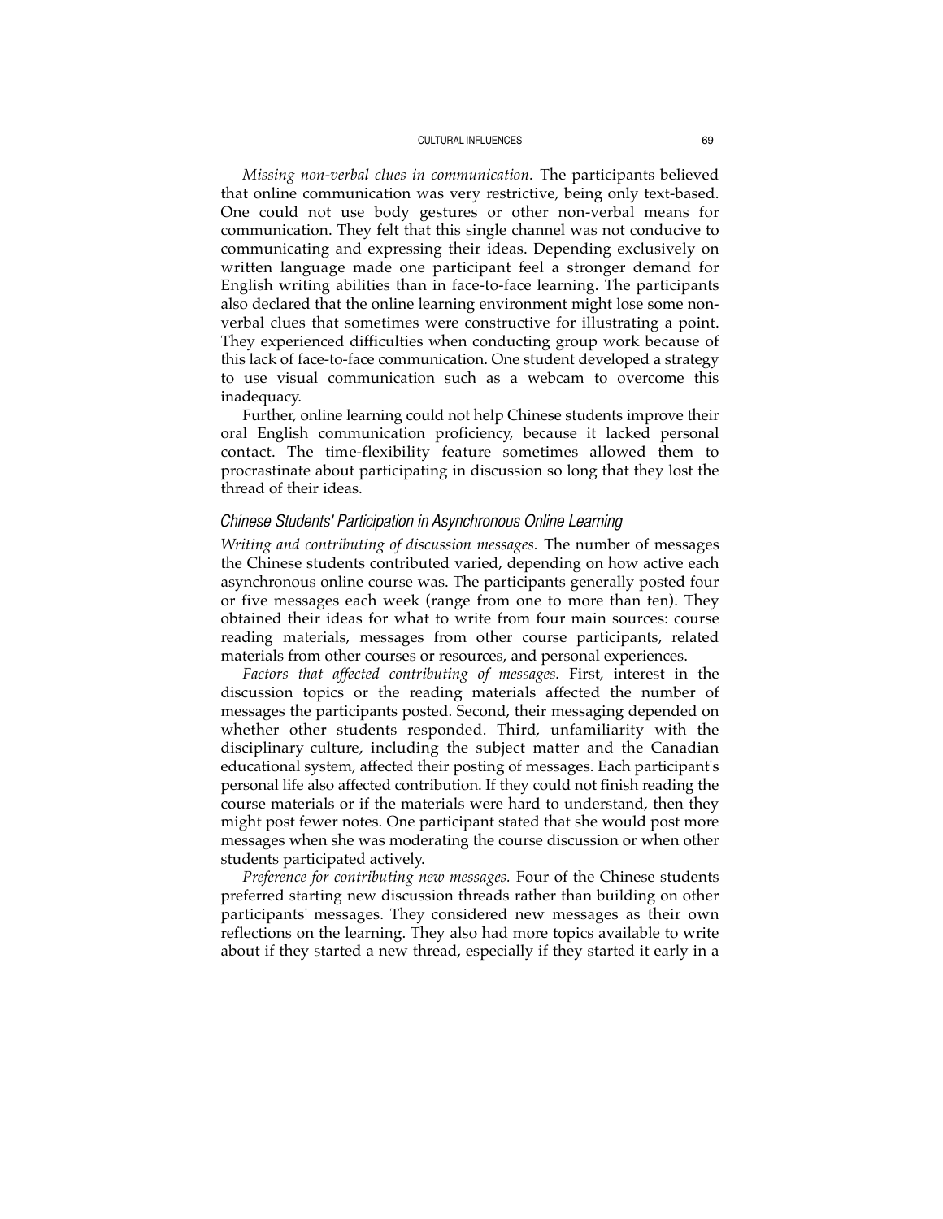*Missing non-verbal clues in communication.* The participants believed that online communication was very restrictive, being only text-based. One could not use body gestures or other non-verbal means for communication. They felt that this single channel was not conducive to communicating and expressing their ideas. Depending exclusively on written language made one participant feel a stronger demand for English writing abilities than in face-to-face learning. The participants also declared that the online learning environment might lose some non-verbal clues that sometimes were constructive for illustrating a point. They experienced difficulties when conducting group work because of this lack of face-to-face communication. One student developed a strategy to use visual communication such as a webcam to overcome this inadequacy.

Further, online learning could not help Chinese students improve their oral English communication proficiency, because it lacked personal contact. The time-flexibility feature sometimes allowed them to procrastinate about participating in discussion so long that they lost the thread of their ideas.

### Chinese Students' Participation in Asynchronous Online Learning

*Writing and contributing of discussion messages.* The number of messages the Chinese students contributed varied, depending on how active each asynchronous online course was. The participants generally posted four or five messages each week (range from one to more than ten). They obtained their ideas for what to write from four main sources: course reading materials, messages from other course participants, related materials from other courses or resources, and personal experiences.

*Factors that affected contributing of messages.* First, interest in the discussion topics or the reading materials affected the number of messages the participants posted. Second, their messaging depended on whether other students responded. Third, unfamiliarity with the disciplinary culture, including the subject matter and the Canadian educational system, affected their posting of messages. Each participant's personal life also affected contribution. If they could not finish reading the course materials or if the materials were hard to understand, then they might post fewer notes. One participant stated that she would post more messages when she was moderating the course discussion or when other students participated actively.

*Preference for contributing new messages.* Four of the Chinese students preferred starting new discussion threads rather than building on other participants' messages. They considered new messages as their own reflections on the learning. They also had more topics available to write about if they started a new thread, especially if they started it early in a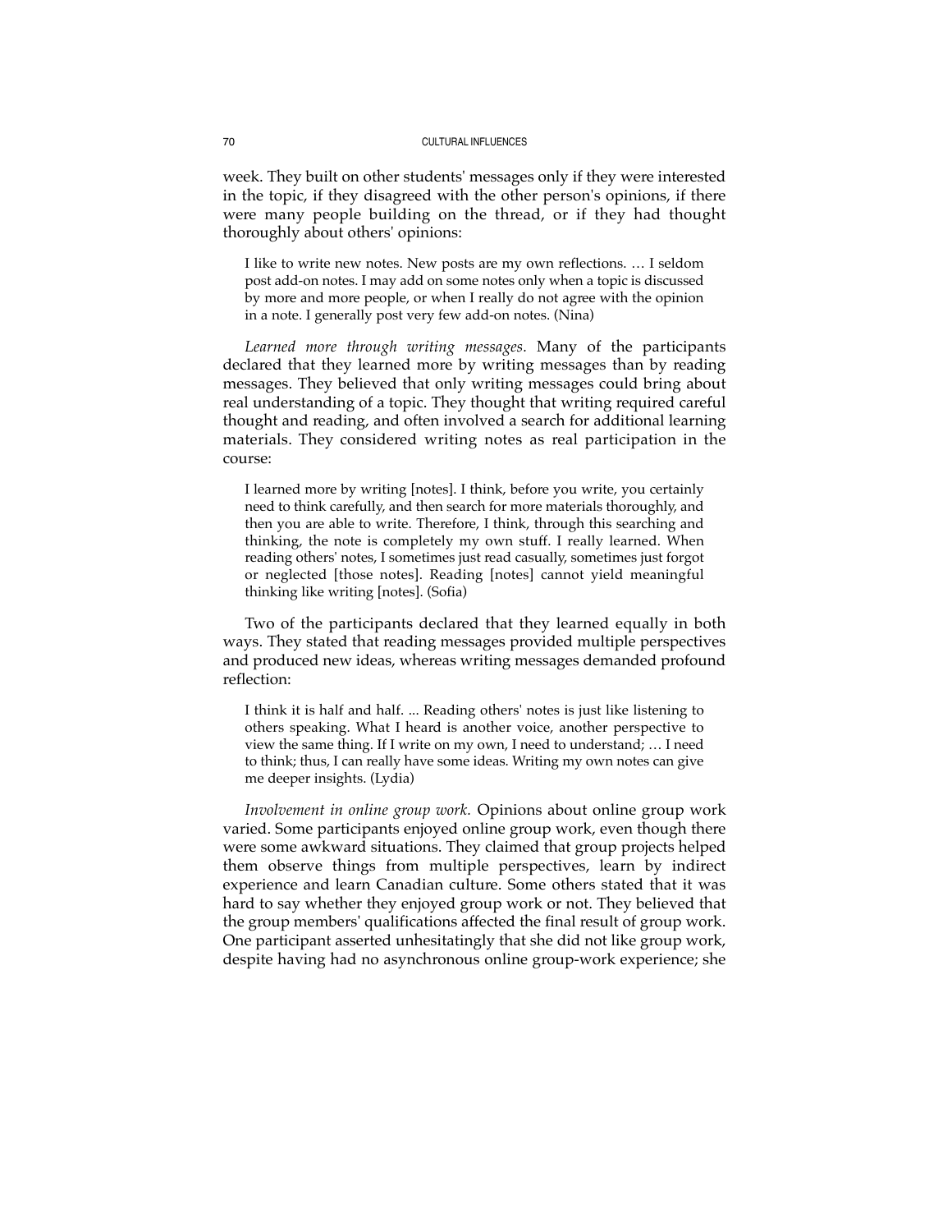week. They built on other students' messages only if they were interested in the topic, if they disagreed with the other person's opinions, if there were many people building on the thread, or if they had thought thoroughly about others' opinions:

> I like to write new notes. New posts are my own reflections. … I seldom post add-on notes. I may add on some notes only when a topic is discussed by more and more people, or when I really do not agree with the opinion in a note. I generally post very few add-on notes. (Nina)

*Learned more through writing messages.* Many of the participants declared that they learned more by writing messages than by reading messages. They believed that only writing messages could bring about real understanding of a topic. They thought that writing required careful thought and reading, and often involved a search for additional learning materials. They considered writing notes as real participation in the course:

> I learned more by writing [notes]. I think, before you write, you certainly need to think carefully, and then search for more materials thoroughly, and then you are able to write. Therefore, I think, through this searching and thinking, the note is completely my own stuff. I really learned. When reading others' notes, I sometimes just read casually, sometimes just forgot or neglected [those notes]. Reading [notes] cannot yield meaningful thinking like writing [notes]. (Sofia)

Two of the participants declared that they learned equally in both ways. They stated that reading messages provided multiple perspectives and produced new ideas, whereas writing messages demanded profound reflection:

> I think it is half and half. ... Reading others' notes is just like listening to others speaking. What I heard is another voice, another perspective to view the same thing. If I write on my own, I need to understand; … I need to think; thus, I can really have some ideas. Writing my own notes can give me deeper insights. (Lydia)

*Involvement in online group work.* Opinions about online group work varied. Some participants enjoyed online group work, even though there were some awkward situations. They claimed that group projects helped them observe things from multiple perspectives, learn by indirect experience and learn Canadian culture. Some others stated that it was hard to say whether they enjoyed group work or not. They believed that the group members' qualifications affected the final result of group work. One participant asserted unhesitatingly that she did not like group work, despite having had no asynchronous online group-work experience; she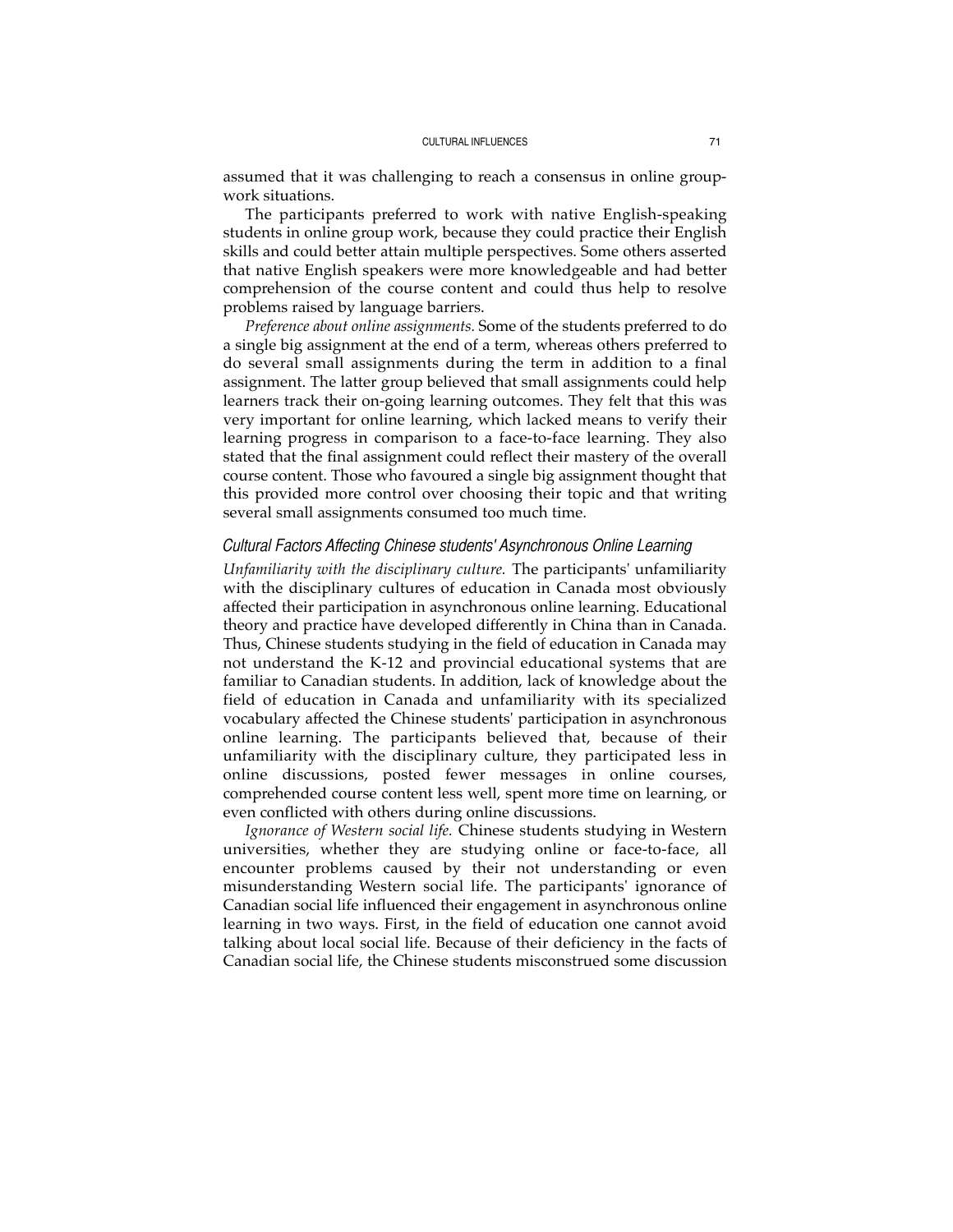assumed that it was challenging to reach a consensus in online group-work situations.

The participants preferred to work with native English-speaking students in online group work, because they could practice their English skills and could better attain multiple perspectives. Some others asserted that native English speakers were more knowledgeable and had better comprehension of the course content and could thus help to resolve problems raised by language barriers.

*Preference about online assignments.* Some of the students preferred to do a single big assignment at the end of a term, whereas others preferred to do several small assignments during the term in addition to a final assignment. The latter group believed that small assignments could help learners track their on-going learning outcomes. They felt that this was very important for online learning, which lacked means to verify their learning progress in comparison to a face-to-face learning. They also stated that the final assignment could reflect their mastery of the overall course content. Those who favoured a single big assignment thought that this provided more control over choosing their topic and that writing several small assignments consumed too much time.

### Cultural Factors Affecting Chinese students' Asynchronous Online Learning

*Unfamiliarity with the disciplinary culture.* The participants' unfamiliarity with the disciplinary cultures of education in Canada most obviously affected their participation in asynchronous online learning. Educational theory and practice have developed differently in China than in Canada. Thus, Chinese students studying in the field of education in Canada may not understand the K-12 and provincial educational systems that are familiar to Canadian students. In addition, lack of knowledge about the field of education in Canada and unfamiliarity with its specialized vocabulary affected the Chinese students' participation in asynchronous online learning. The participants believed that, because of their unfamiliarity with the disciplinary culture, they participated less in online discussions, posted fewer messages in online courses, comprehended course content less well, spent more time on learning, or even conflicted with others during online discussions.

*Ignorance of Western social life.* Chinese students studying in Western universities, whether they are studying online or face-to-face, all encounter problems caused by their not understanding or even misunderstanding Western social life. The participants' ignorance of Canadian social life influenced their engagement in asynchronous online learning in two ways. First, in the field of education one cannot avoid talking about local social life. Because of their deficiency in the facts of Canadian social life, the Chinese students misconstrued some discussion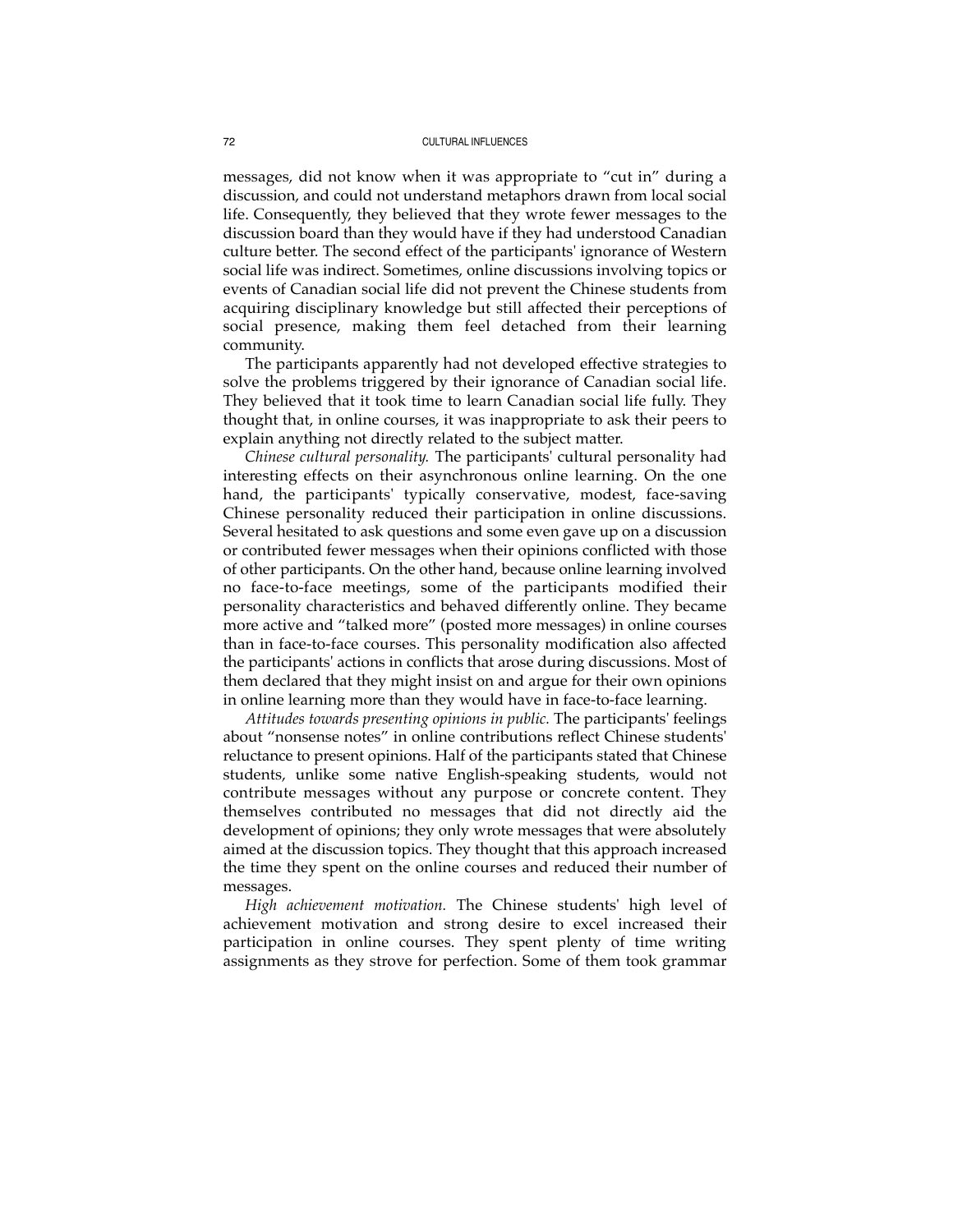messages, did not know when it was appropriate to "cut in" during a discussion, and could not understand metaphors drawn from local social life. Consequently, they believed that they wrote fewer messages to the discussion board than they would have if they had understood Canadian culture better. The second effect of the participants' ignorance of Western social life was indirect. Sometimes, online discussions involving topics or events of Canadian social life did not prevent the Chinese students from acquiring disciplinary knowledge but still affected their perceptions of social presence, making them feel detached from their learning community.

The participants apparently had not developed effective strategies to solve the problems triggered by their ignorance of Canadian social life. They believed that it took time to learn Canadian social life fully. They thought that, in online courses, it was inappropriate to ask their peers to explain anything not directly related to the subject matter.

*Chinese cultural personality.* The participants' cultural personality had interesting effects on their asynchronous online learning. On the one hand, the participants' typically conservative, modest, face-saving Chinese personality reduced their participation in online discussions. Several hesitated to ask questions and some even gave up on a discussion or contributed fewer messages when their opinions conflicted with those of other participants. On the other hand, because online learning involved no face-to-face meetings, some of the participants modified their personality characteristics and behaved differently online. They became more active and "talked more" (posted more messages) in online courses than in face-to-face courses. This personality modification also affected the participants' actions in conflicts that arose during discussions. Most of them declared that they might insist on and argue for their own opinions in online learning more than they would have in face-to-face learning.

*Attitudes towards presenting opinions in public.* The participants' feelings about "nonsense notes" in online contributions reflect Chinese students' reluctance to present opinions. Half of the participants stated that Chinese students, unlike some native English-speaking students, would not contribute messages without any purpose or concrete content. They themselves contributed no messages that did not directly aid the development of opinions; they only wrote messages that were absolutely aimed at the discussion topics. They thought that this approach increased the time they spent on the online courses and reduced their number of messages.

*High achievement motivation.* The Chinese students' high level of achievement motivation and strong desire to excel increased their participation in online courses. They spent plenty of time writing assignments as they strove for perfection. Some of them took grammar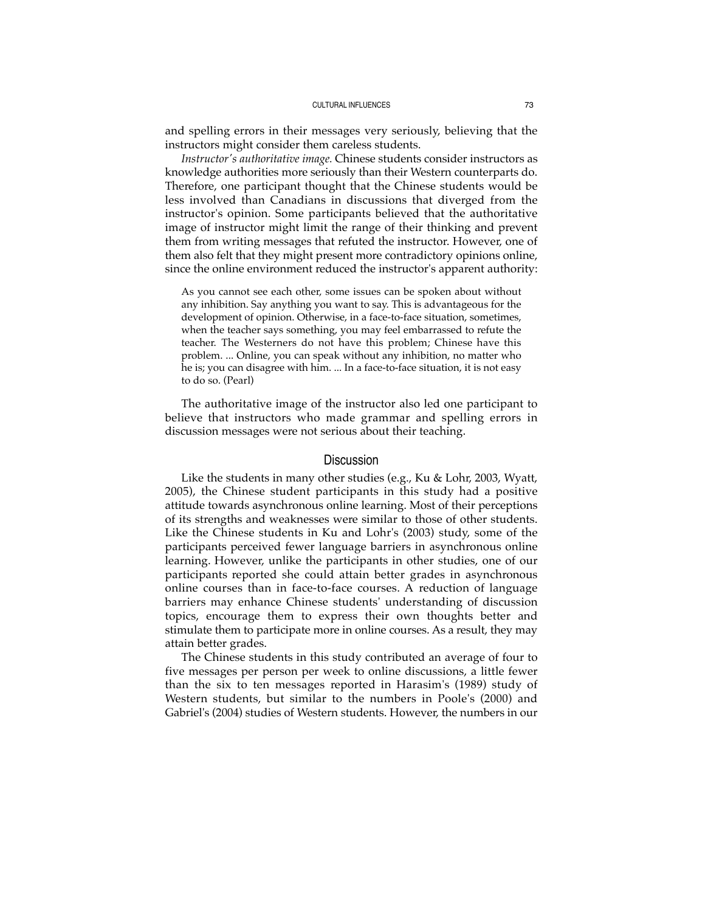and spelling errors in their messages very seriously, believing that the instructors might consider them careless students.

*Instructor's authoritative image.* Chinese students consider instructors as knowledge authorities more seriously than their Western counterparts do. Therefore, one participant thought that the Chinese students would be less involved than Canadians in discussions that diverged from the instructor's opinion. Some participants believed that the authoritative image of instructor might limit the range of their thinking and prevent them from writing messages that refuted the instructor. However, one of them also felt that they might present more contradictory opinions online, since the online environment reduced the instructor's apparent authority:

> As you cannot see each other, some issues can be spoken about without any inhibition. Say anything you want to say. This is advantageous for the development of opinion. Otherwise, in a face-to-face situation, sometimes, when the teacher says something, you may feel embarrassed to refute the teacher. The Westerners do not have this problem; Chinese have this problem. ... Online, you can speak without any inhibition, no matter who he is; you can disagree with him. ... In a face-to-face situation, it is not easy to do so. (Pearl)

The authoritative image of the instructor also led one participant to believe that instructors who made grammar and spelling errors in discussion messages were not serious about their teaching.

## Discussion

Like the students in many other studies (e.g., Ku & Lohr, 2003, Wyatt, 2005), the Chinese student participants in this study had a positive attitude towards asynchronous online learning. Most of their perceptions of its strengths and weaknesses were similar to those of other students. Like the Chinese students in Ku and Lohr's (2003) study, some of the participants perceived fewer language barriers in asynchronous online learning. However, unlike the participants in other studies, one of our participants reported she could attain better grades in asynchronous online courses than in face-to-face courses. A reduction of language barriers may enhance Chinese students' understanding of discussion topics, encourage them to express their own thoughts better and stimulate them to participate more in online courses. As a result, they may attain better grades.

The Chinese students in this study contributed an average of four to five messages per person per week to online discussions, a little fewer than the six to ten messages reported in Harasim's (1989) study of Western students, but similar to the numbers in Poole's (2000) and Gabriel's (2004) studies of Western students. However, the numbers in our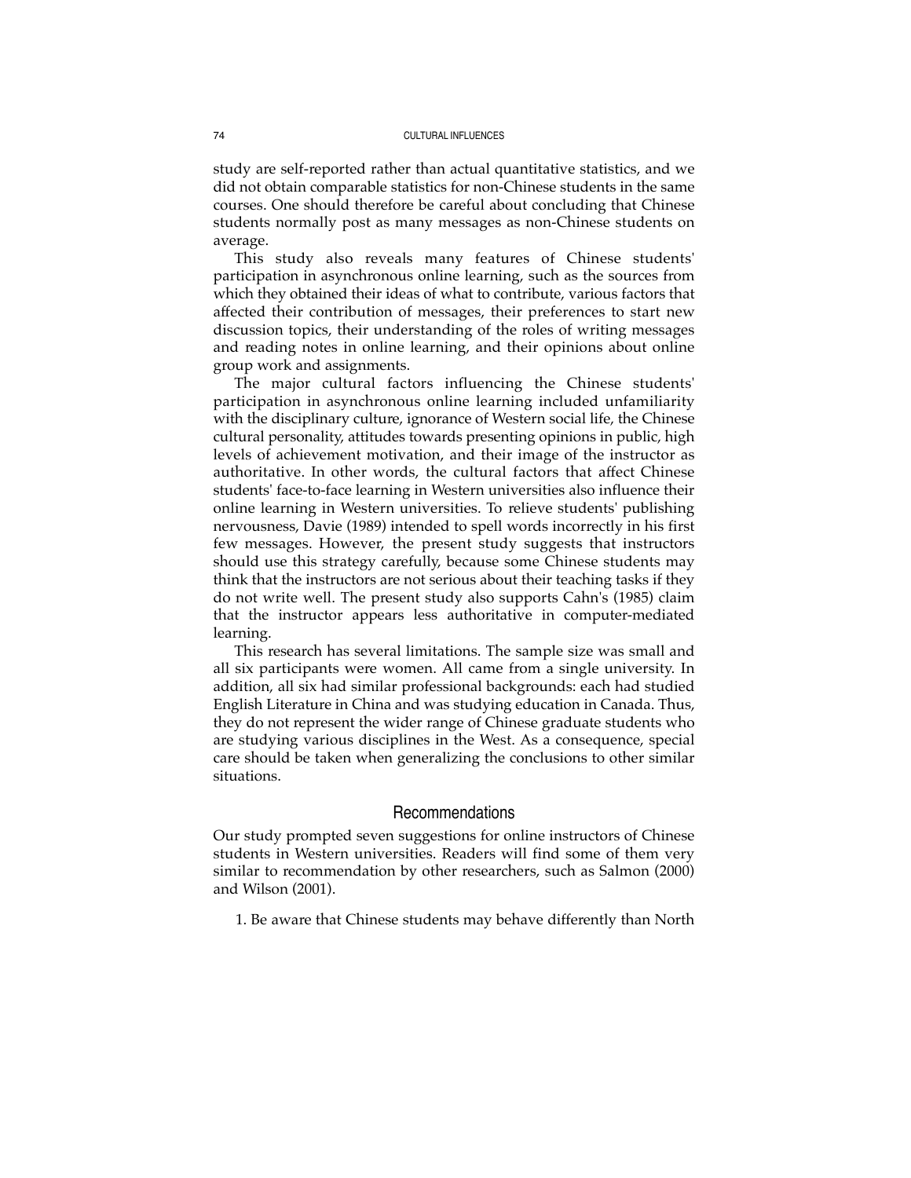study are self-reported rather than actual quantitative statistics, and we did not obtain comparable statistics for non-Chinese students in the same courses. One should therefore be careful about concluding that Chinese students normally post as many messages as non-Chinese students on average.

This study also reveals many features of Chinese students' participation in asynchronous online learning, such as the sources from which they obtained their ideas of what to contribute, various factors that affected their contribution of messages, their preferences to start new discussion topics, their understanding of the roles of writing messages and reading notes in online learning, and their opinions about online group work and assignments.

The major cultural factors influencing the Chinese students' participation in asynchronous online learning included unfamiliarity with the disciplinary culture, ignorance of Western social life, the Chinese cultural personality, attitudes towards presenting opinions in public, high levels of achievement motivation, and their image of the instructor as authoritative. In other words, the cultural factors that affect Chinese students' face-to-face learning in Western universities also influence their online learning in Western universities. To relieve students' publishing nervousness, Davie (1989) intended to spell words incorrectly in his first few messages. However, the present study suggests that instructors should use this strategy carefully, because some Chinese students may think that the instructors are not serious about their teaching tasks if they do not write well. The present study also supports Cahn's (1985) claim that the instructor appears less authoritative in computer-mediated learning.

This research has several limitations. The sample size was small and all six participants were women. All came from a single university. In addition, all six had similar professional backgrounds: each had studied English Literature in China and was studying education in Canada. Thus, they do not represent the wider range of Chinese graduate students who are studying various disciplines in the West. As a consequence, special care should be taken when generalizing the conclusions to other similar situations.

## Recommendations

Our study prompted seven suggestions for online instructors of Chinese students in Western universities. Readers will find some of them very similar to recommendation by other researchers, such as Salmon (2000) and Wilson (2001).

1. Be aware that Chinese students may behave differently than North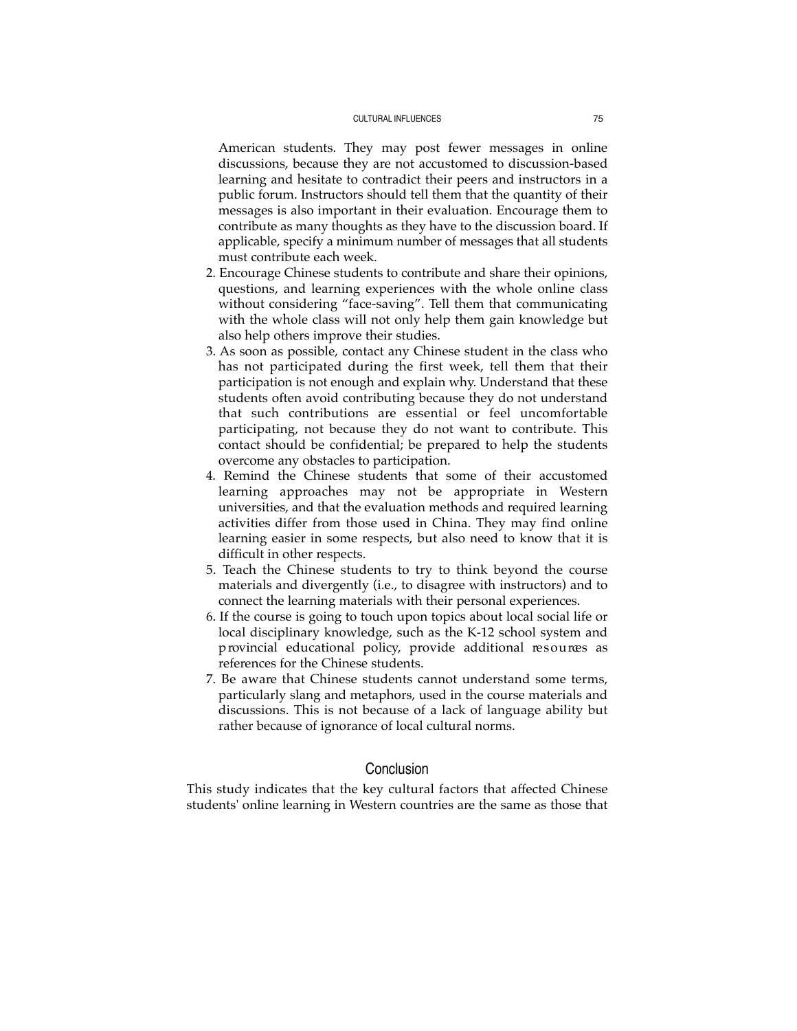American students. They may post fewer messages in online discussions, because they are not accustomed to discussion-based learning and hesitate to contradict their peers and instructors in a public forum. Instructors should tell them that the quantity of their messages is also important in their evaluation. Encourage them to contribute as many thoughts as they have to the discussion board. If applicable, specify a minimum number of messages that all students must contribute each week.

2. Encourage Chinese students to contribute and share their opinions, questions, and learning experiences with the whole online class without considering "face-saving". Tell them that communicating with the whole class will not only help them gain knowledge but also help others improve their studies.
3. As soon as possible, contact any Chinese student in the class who has not participated during the first week, tell them that their participation is not enough and explain why. Understand that these students often avoid contributing because they do not understand that such contributions are essential or feel uncomfortable participating, not because they do not want to contribute. This contact should be confidential; be prepared to help the students overcome any obstacles to participation.
4. Remind the Chinese students that some of their accustomed learning approaches may not be appropriate in Western universities, and that the evaluation methods and required learning activities differ from those used in China. They may find online learning easier in some respects, but also need to know that it is difficult in other respects.
5. Teach the Chinese students to try to think beyond the course materials and divergently (i.e., to disagree with instructors) and to connect the learning materials with their personal experiences.
6. If the course is going to touch upon topics about local social life or local disciplinary knowledge, such as the K-12 school system and provincial educational policy, provide additional resources as references for the Chinese students.
7. Be aware that Chinese students cannot understand some terms, particularly slang and metaphors, used in the course materials and discussions. This is not because of a lack of language ability but rather because of ignorance of local cultural norms.

## Conclusion

This study indicates that the key cultural factors that affected Chinese students' online learning in Western countries are the same as those that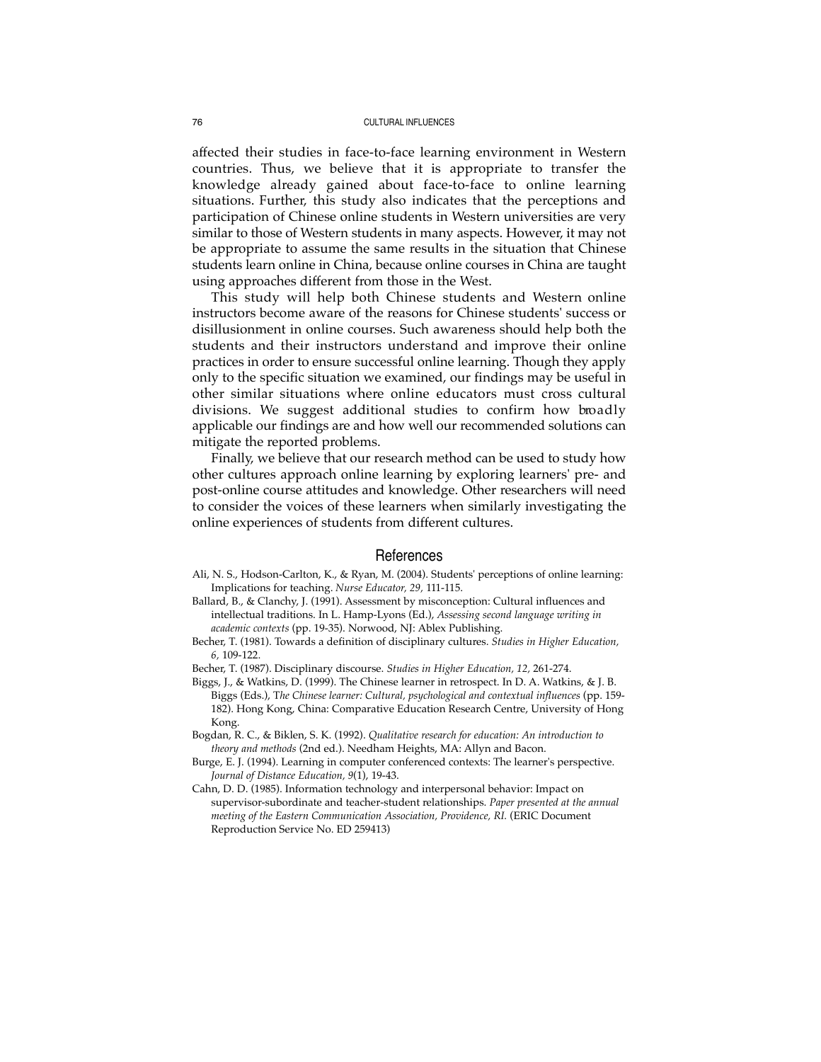affected their studies in face-to-face learning environment in Western countries. Thus, we believe that it is appropriate to transfer the knowledge already gained about face-to-face to online learning situations. Further, this study also indicates that the perceptions and participation of Chinese online students in Western universities are very similar to those of Western students in many aspects. However, it may not be appropriate to assume the same results in the situation that Chinese students learn online in China, because online courses in China are taught using approaches different from those in the West.

This study will help both Chinese students and Western online instructors become aware of the reasons for Chinese students' success or disillusionment in online courses. Such awareness should help both the students and their instructors understand and improve their online practices in order to ensure successful online learning. Though they apply only to the specific situation we examined, our findings may be useful in other similar situations where online educators must cross cultural divisions. We suggest additional studies to confirm how broadly applicable our findings are and how well our recommended solutions can mitigate the reported problems.

Finally, we believe that our research method can be used to study how other cultures approach online learning by exploring learners' pre- and post-online course attitudes and knowledge. Other researchers will need to consider the voices of these learners when similarly investigating the online experiences of students from different cultures.

## References

Ali, N. S., Hodson-Carlton, K., & Ryan, M. (2004). Students' perceptions of online learning: Implications for teaching. *Nurse Educator, 29,* 111-115.

Ballard, B., & Clanchy, J. (1991). Assessment by misconception: Cultural influences and intellectual traditions. In L. Hamp-Lyons (Ed.), *Assessing second language writing in academic contexts* (pp. 19-35). Norwood, NJ: Ablex Publishing.

Becher, T. (1981). Towards a definition of disciplinary cultures. *Studies in Higher Education, 6,* 109-122.

Becher, T. (1987). Disciplinary discourse. *Studies in Higher Education, 12,* 261-274.

Biggs, J., & Watkins, D. (1999). The Chinese learner in retrospect. In D. A. Watkins, & J. B. Biggs (Eds.), *The Chinese learner: Cultural, psychological and contextual influences* (pp. 159-182). Hong Kong, China: Comparative Education Research Centre, University of Hong Kong.

Bogdan, R. C., & Biklen, S. K. (1992). *Qualitative research for education: An introduction to theory and methods* (2nd ed.). Needham Heights, MA: Allyn and Bacon.

Burge, E. J. (1994). Learning in computer conferenced contexts: The learner's perspective. *Journal of Distance Education, 9*(1), 19-43.

Cahn, D. D. (1985). Information technology and interpersonal behavior: Impact on supervisor-subordinate and teacher-student relationships. *Paper presented at the annual meeting of the Eastern Communication Association, Providence, RI.* (ERIC Document Reproduction Service No. ED 259413)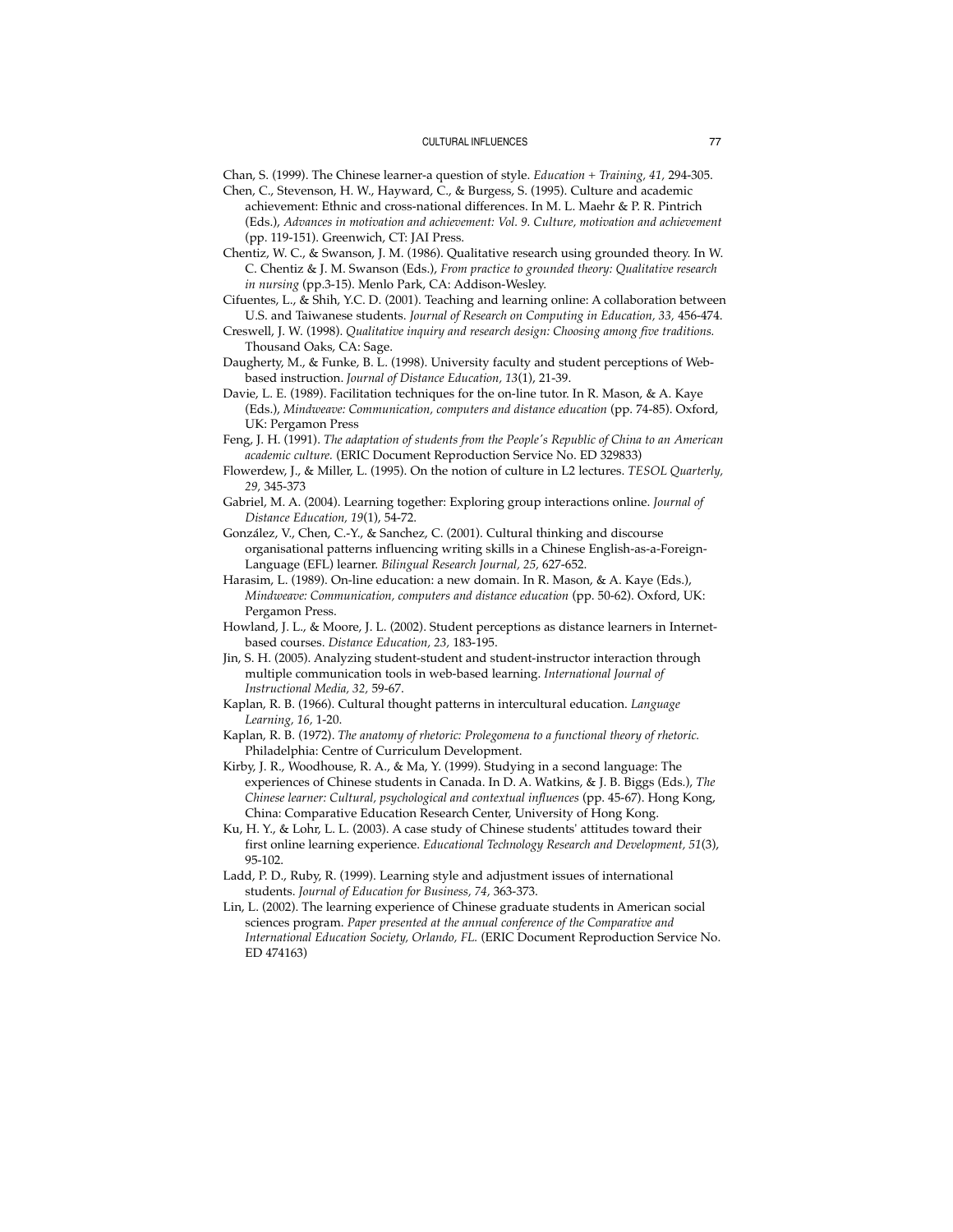Chan, S. (1999). The Chinese learner-a question of style. *Education + Training, 41,* 294-305.

Chen, C., Stevenson, H. W., Hayward, C., & Burgess, S. (1995). Culture and academic achievement: Ethnic and cross-national differences. In M. L. Maehr & P. R. Pintrich (Eds.), *Advances in motivation and achievement: Vol. 9. Culture, motivation and achievement* (pp. 119-151). Greenwich, CT: JAI Press.

Chentiz, W. C., & Swanson, J. M. (1986). Qualitative research using grounded theory. In W. C. Chentiz & J. M. Swanson (Eds.), *From practice to grounded theory: Qualitative research in nursing* (pp.3-15). Menlo Park, CA: Addison-Wesley.

Cifuentes, L., & Shih, Y.C. D. (2001). Teaching and learning online: A collaboration between U.S. and Taiwanese students. *Journal of Research on Computing in Education, 33,* 456-474.

Creswell, J. W. (1998). *Qualitative inquiry and research design: Choosing among five traditions.* Thousand Oaks, CA: Sage.

Daugherty, M., & Funke, B. L. (1998). University faculty and student perceptions of Web-based instruction. *Journal of Distance Education, 13*(1), 21-39.

Davie, L. E. (1989). Facilitation techniques for the on-line tutor. In R. Mason, & A. Kaye (Eds.), *Mindweave: Communication, computers and distance education* (pp. 74-85). Oxford, UK: Pergamon Press

Feng, J. H. (1991). *The adaptation of students from the People's Republic of China to an American academic culture.* (ERIC Document Reproduction Service No. ED 329833)

Flowerdew, J., & Miller, L. (1995). On the notion of culture in L2 lectures. *TESOL Quarterly, 29,* 345-373

Gabriel, M. A. (2004). Learning together: Exploring group interactions online. *Journal of Distance Education, 19*(1), 54-72.

González, V., Chen, C.-Y., & Sanchez, C. (2001). Cultural thinking and discourse organisational patterns influencing writing skills in a Chinese English-as-a-Foreign-Language (EFL) learner. *Bilingual Research Journal, 25,* 627-652.

Harasim, L. (1989). On-line education: a new domain. In R. Mason, & A. Kaye (Eds.), *Mindweave: Communication, computers and distance education* (pp. 50-62). Oxford, UK: Pergamon Press.

Howland, J. L., & Moore, J. L. (2002). Student perceptions as distance learners in Internet-based courses. *Distance Education, 23,* 183-195.

Jin, S. H. (2005). Analyzing student-student and student-instructor interaction through multiple communication tools in web-based learning. *International Journal of Instructional Media, 32,* 59-67.

Kaplan, R. B. (1966). Cultural thought patterns in intercultural education. *Language Learning, 16,* 1-20.

Kaplan, R. B. (1972). *The anatomy of rhetoric: Prolegomena to a functional theory of rhetoric.* Philadelphia: Centre of Curriculum Development.

Kirby, J. R., Woodhouse, R. A., & Ma, Y. (1999). Studying in a second language: The experiences of Chinese students in Canada. In D. A. Watkins, & J. B. Biggs (Eds.), *The Chinese learner: Cultural, psychological and contextual influences* (pp. 45-67). Hong Kong, China: Comparative Education Research Center, University of Hong Kong.

Ku, H. Y., & Lohr, L. L. (2003). A case study of Chinese students' attitudes toward their first online learning experience. *Educational Technology Research and Development, 51*(3), 95-102.

Ladd, P. D., Ruby, R. (1999). Learning style and adjustment issues of international students. *Journal of Education for Business, 74,* 363-373.

Lin, L. (2002). The learning experience of Chinese graduate students in American social sciences program. *Paper presented at the annual conference of the Comparative and International Education Society, Orlando, FL.* (ERIC Document Reproduction Service No. ED 474163)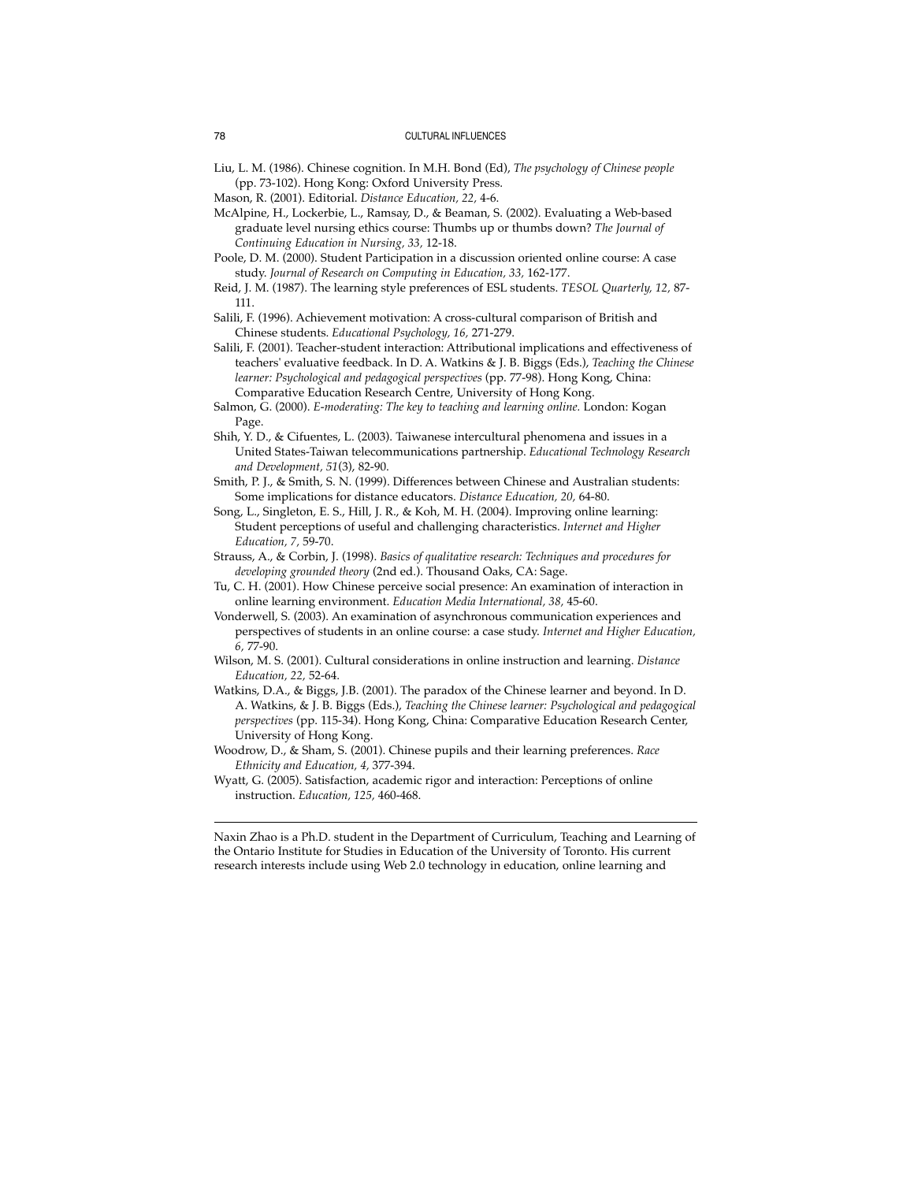Liu, L. M. (1986). Chinese cognition. In M.H. Bond (Ed), *The psychology of Chinese people* (pp. 73-102). Hong Kong: Oxford University Press.

Mason, R. (2001). Editorial. *Distance Education, 22,* 4-6.

McAlpine, H., Lockerbie, L., Ramsay, D., & Beaman, S. (2002). Evaluating a Web-based graduate level nursing ethics course: Thumbs up or thumbs down? *The Journal of Continuing Education in Nursing, 33,* 12-18.

Poole, D. M. (2000). Student Participation in a discussion oriented online course: A case study. *Journal of Research on Computing in Education, 33,* 162-177.

Reid, J. M. (1987). The learning style preferences of ESL students. *TESOL Quarterly, 12,* 87-111.

Salili, F. (1996). Achievement motivation: A cross-cultural comparison of British and Chinese students. *Educational Psychology, 16,* 271-279.

Salili, F. (2001). Teacher-student interaction: Attributional implications and effectiveness of teachers' evaluative feedback. In D. A. Watkins & J. B. Biggs (Eds.), *Teaching the Chinese learner: Psychological and pedagogical perspectives* (pp. 77-98). Hong Kong, China: Comparative Education Research Centre, University of Hong Kong.

Salmon, G. (2000). *E-moderating: The key to teaching and learning online.* London: Kogan Page.

Shih, Y. D., & Cifuentes, L. (2003). Taiwanese intercultural phenomena and issues in a United States-Taiwan telecommunications partnership. *Educational Technology Research and Development, 51*(3), 82-90.

Smith, P. J., & Smith, S. N. (1999). Differences between Chinese and Australian students: Some implications for distance educators. *Distance Education, 20,* 64-80.

Song, L., Singleton, E. S., Hill, J. R., & Koh, M. H. (2004). Improving online learning: Student perceptions of useful and challenging characteristics. *Internet and Higher Education, 7,* 59-70.

Strauss, A., & Corbin, J. (1998). *Basics of qualitative research: Techniques and procedures for developing grounded theory* (2nd ed.). Thousand Oaks, CA: Sage.

Tu, C. H. (2001). How Chinese perceive social presence: An examination of interaction in online learning environment. *Education Media International, 38,* 45-60.

Vonderwell, S. (2003). An examination of asynchronous communication experiences and perspectives of students in an online course: a case study. *Internet and Higher Education, 6,* 77-90.

Wilson, M. S. (2001). Cultural considerations in online instruction and learning. *Distance Education, 22,* 52-64.

Watkins, D.A., & Biggs, J.B. (2001). The paradox of the Chinese learner and beyond. In D. A. Watkins, & J. B. Biggs (Eds.), *Teaching the Chinese learner: Psychological and pedagogical perspectives* (pp. 115-34). Hong Kong, China: Comparative Education Research Center, University of Hong Kong.

Woodrow, D., & Sham, S. (2001). Chinese pupils and their learning preferences. *Race Ethnicity and Education, 4,* 377-394.

Wyatt, G. (2005). Satisfaction, academic rigor and interaction: Perceptions of online instruction. *Education, 125,* 460-468.

---

Naxin Zhao is a Ph.D. student in the Department of Curriculum, Teaching and Learning of the Ontario Institute for Studies in Education of the University of Toronto. His current research interests include using Web 2.0 technology in education, online learning and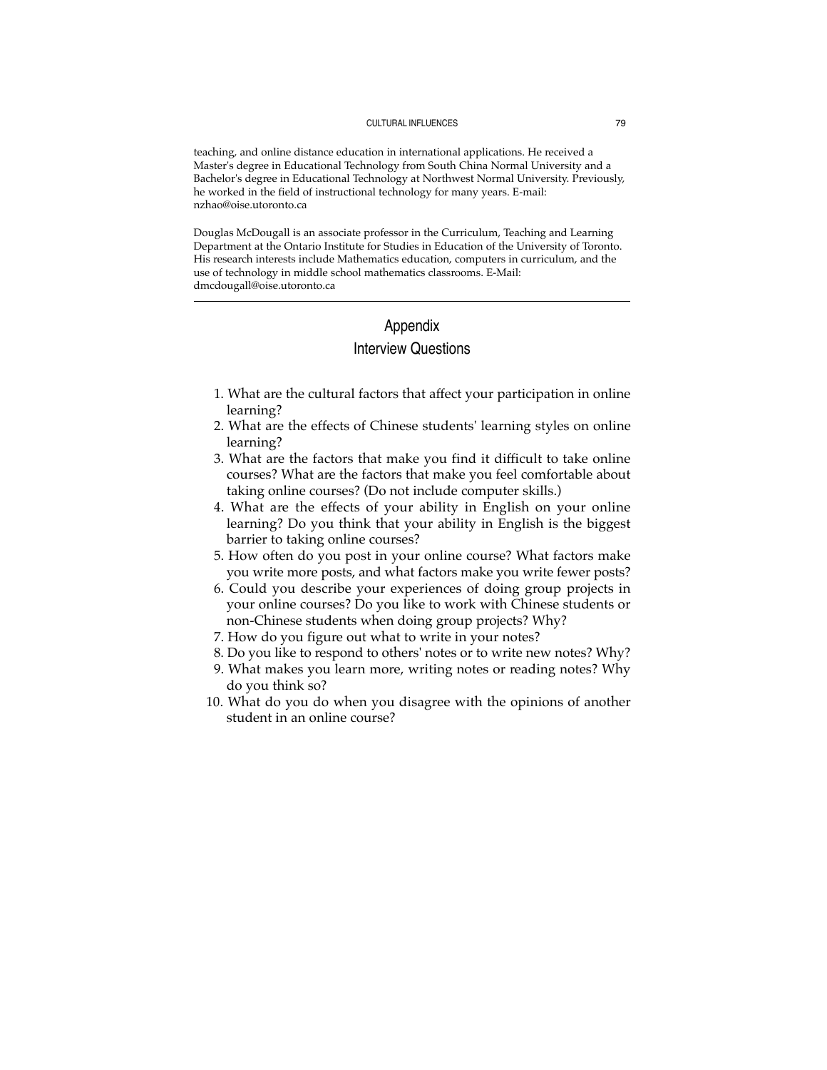teaching, and online distance education in international applications. He received a Master's degree in Educational Technology from South China Normal University and a Bachelor's degree in Educational Technology at Northwest Normal University. Previously, he worked in the field of instructional technology for many years. E-mail: nzhao@oise.utoronto.ca

Douglas McDougall is an associate professor in the Curriculum, Teaching and Learning Department at the Ontario Institute for Studies in Education of the University of Toronto. His research interests include Mathematics education, computers in curriculum, and the use of technology in middle school mathematics classrooms. E-Mail: dmcdougall@oise.utoronto.ca

---

## Appendix
## Interview Questions

1. What are the cultural factors that affect your participation in online learning?
2. What are the effects of Chinese students' learning styles on online learning?
3. What are the factors that make you find it difficult to take online courses? What are the factors that make you feel comfortable about taking online courses? (Do not include computer skills.)
4. What are the effects of your ability in English on your online learning? Do you think that your ability in English is the biggest barrier to taking online courses?
5. How often do you post in your online course? What factors make you write more posts, and what factors make you write fewer posts?
6. Could you describe your experiences of doing group projects in your online courses? Do you like to work with Chinese students or non-Chinese students when doing group projects? Why?
7. How do you figure out what to write in your notes?
8. Do you like to respond to others' notes or to write new notes? Why?
9. What makes you learn more, writing notes or reading notes? Why do you think so?
10. What do you do when you disagree with the opinions of another student in an online course?